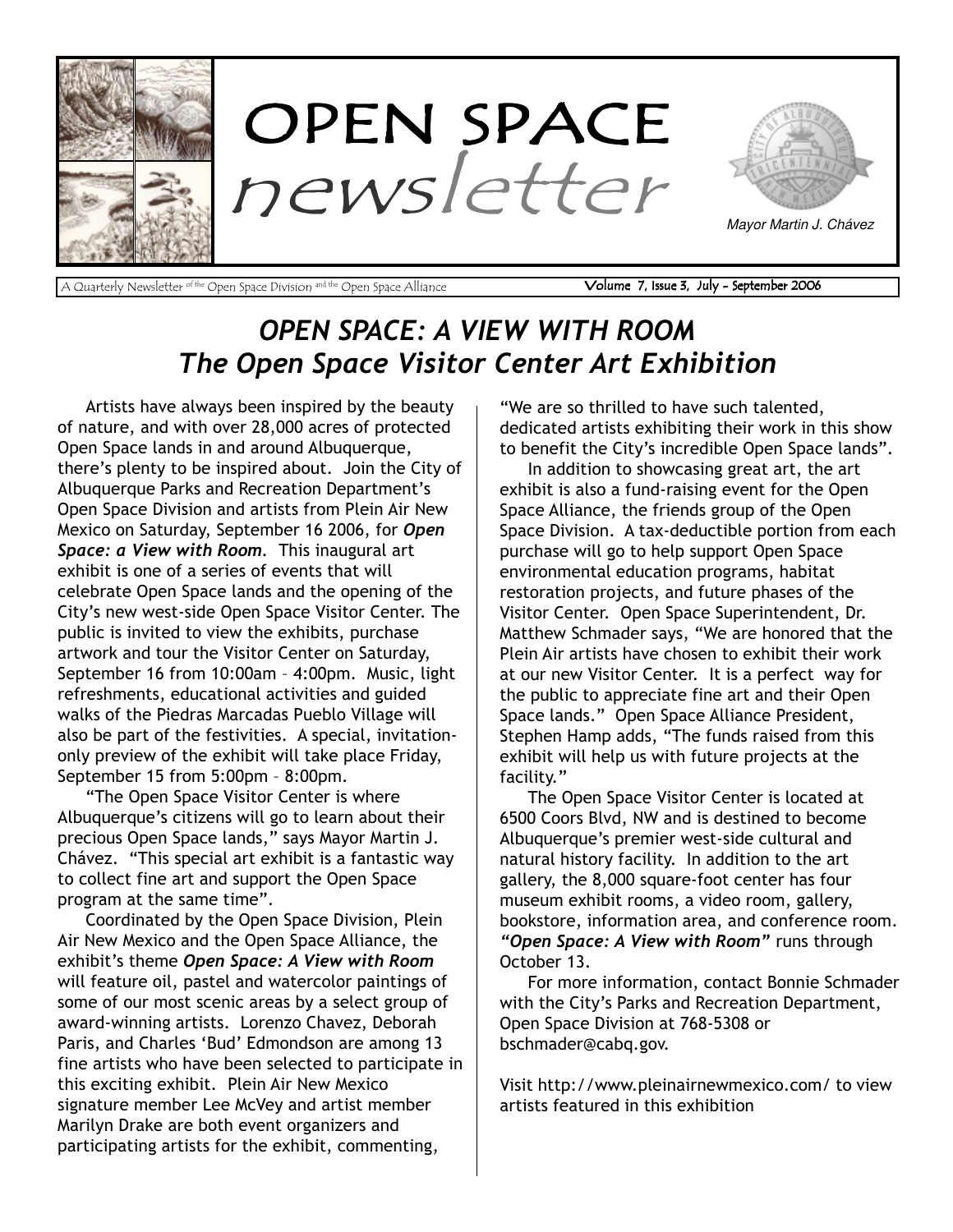# OPEN SPACE newsletter

Mayor Martin J. Chávez

A Quarterly Newsletter of the Open Space Division and the Open Space Alliance

Volume 7, Issue 3, July - September 2006

## *OPEN SPACE: A VIEW WITH ROOM*
## *The Open Space Visitor Center Art Exhibition*

Artists have always been inspired by the beauty of nature, and with over 28,000 acres of protected Open Space lands in and around Albuquerque, there's plenty to be inspired about. Join the City of Albuquerque Parks and Recreation Department's Open Space Division and artists from Plein Air New Mexico on Saturday, September 16 2006, for ***Open Space: a View with Room***. This inaugural art exhibit is one of a series of events that will celebrate Open Space lands and the opening of the City's new west-side Open Space Visitor Center. The public is invited to view the exhibits, purchase artwork and tour the Visitor Center on Saturday, September 16 from 10:00am – 4:00pm. Music, light refreshments, educational activities and guided walks of the Piedras Marcadas Pueblo Village will also be part of the festivities. A special, invitation-only preview of the exhibit will take place Friday, September 15 from 5:00pm – 8:00pm.

"The Open Space Visitor Center is where Albuquerque's citizens will go to learn about their precious Open Space lands," says Mayor Martin J. Chávez. "This special art exhibit is a fantastic way to collect fine art and support the Open Space program at the same time".

Coordinated by the Open Space Division, Plein Air New Mexico and the Open Space Alliance, the exhibit's theme ***Open Space: A View with Room*** will feature oil, pastel and watercolor paintings of some of our most scenic areas by a select group of award-winning artists. Lorenzo Chavez, Deborah Paris, and Charles 'Bud' Edmondson are among 13 fine artists who have been selected to participate in this exciting exhibit. Plein Air New Mexico signature member Lee McVey and artist member Marilyn Drake are both event organizers and participating artists for the exhibit, commenting, "We are so thrilled to have such talented, dedicated artists exhibiting their work in this show to benefit the City's incredible Open Space lands".

In addition to showcasing great art, the art exhibit is also a fund-raising event for the Open Space Alliance, the friends group of the Open Space Division. A tax-deductible portion from each purchase will go to help support Open Space environmental education programs, habitat restoration projects, and future phases of the Visitor Center. Open Space Superintendent, Dr. Matthew Schmader says, "We are honored that the Plein Air artists have chosen to exhibit their work at our new Visitor Center. It is a perfect way for the public to appreciate fine art and their Open Space lands." Open Space Alliance President, Stephen Hamp adds, "The funds raised from this exhibit will help us with future projects at the facility."

The Open Space Visitor Center is located at 6500 Coors Blvd, NW and is destined to become Albuquerque's premier west-side cultural and natural history facility. In addition to the art gallery, the 8,000 square-foot center has four museum exhibit rooms, a video room, gallery, bookstore, information area, and conference room. ***"Open Space: A View with Room"*** runs through October 13.

For more information, contact Bonnie Schmader with the City's Parks and Recreation Department, Open Space Division at 768-5308 or bschmader@cabq.gov.

Visit http://www.pleinairnewmexico.com/ to view artists featured in this exhibition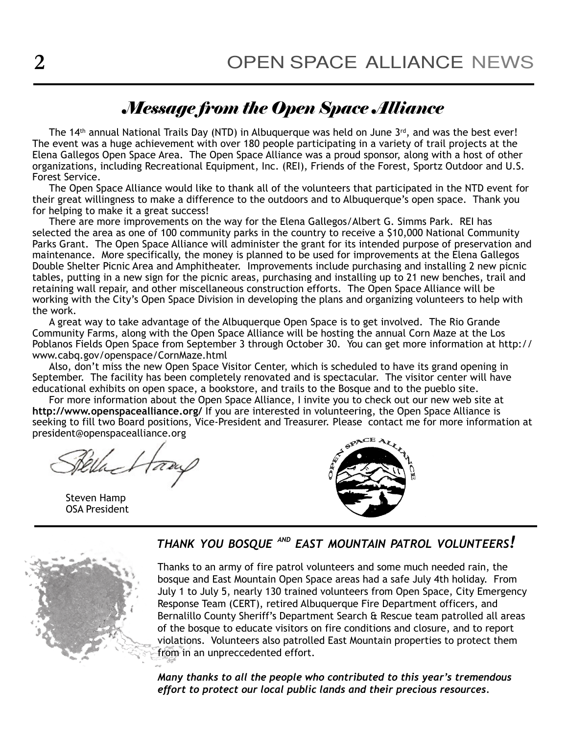## *Message from the Open Space Alliance*

The 14th annual National Trails Day (NTD) in Albuquerque was held on June 3rd, and was the best ever! The event was a huge achievement with over 180 people participating in a variety of trail projects at the Elena Gallegos Open Space Area. The Open Space Alliance was a proud sponsor, along with a host of other organizations, including Recreational Equipment, Inc. (REI), Friends of the Forest, Sportz Outdoor and U.S. Forest Service.

The Open Space Alliance would like to thank all of the volunteers that participated in the NTD event for their great willingness to make a difference to the outdoors and to Albuquerque's open space. Thank you for helping to make it a great success!

There are more improvements on the way for the Elena Gallegos/Albert G. Simms Park. REI has selected the area as one of 100 community parks in the country to receive a $10,000 National Community Parks Grant. The Open Space Alliance will administer the grant for its intended purpose of preservation and maintenance. More specifically, the money is planned to be used for improvements at the Elena Gallegos Double Shelter Picnic Area and Amphitheater. Improvements include purchasing and installing 2 new picnic tables, putting in a new sign for the picnic areas, purchasing and installing up to 21 new benches, trail and retaining wall repair, and other miscellaneous construction efforts. The Open Space Alliance will be working with the City's Open Space Division in developing the plans and organizing volunteers to help with the work.

A great way to take advantage of the Albuquerque Open Space is to get involved. The Rio Grande Community Farms, along with the Open Space Alliance will be hosting the annual Corn Maze at the Los Poblanos Fields Open Space from September 3 through October 30. You can get more information at http://www.cabq.gov/openspace/CornMaze.html

Also, don't miss the new Open Space Visitor Center, which is scheduled to have its grand opening in September. The facility has been completely renovated and is spectacular. The visitor center will have educational exhibits on open space, a bookstore, and trails to the Bosque and to the pueblo site.

For more information about the Open Space Alliance, I invite you to check out our new web site at **http://www.openspacealliance.org/** If you are interested in volunteering, the Open Space Alliance is seeking to fill two Board positions, Vice-President and Treasurer. Please contact me for more information at president@openspacealliance.org

Steven Hamp
OSA President

### *THANK YOU BOSQUE AND EAST MOUNTAIN PATROL VOLUNTEERS!*

Thanks to an army of fire patrol volunteers and some much needed rain, the bosque and East Mountain Open Space areas had a safe July 4th holiday. From July 1 to July 5, nearly 130 trained volunteers from Open Space, City Emergency Response Team (CERT), retired Albuquerque Fire Department officers, and Bernalillo County Sheriff's Department Search & Rescue team patrolled all areas of the bosque to educate visitors on fire conditions and closure, and to report violations. Volunteers also patrolled East Mountain properties to protect them from in an unpreccedented effort.

***Many thanks to all the people who contributed to this year's tremendous effort to protect our local public lands and their precious resources.***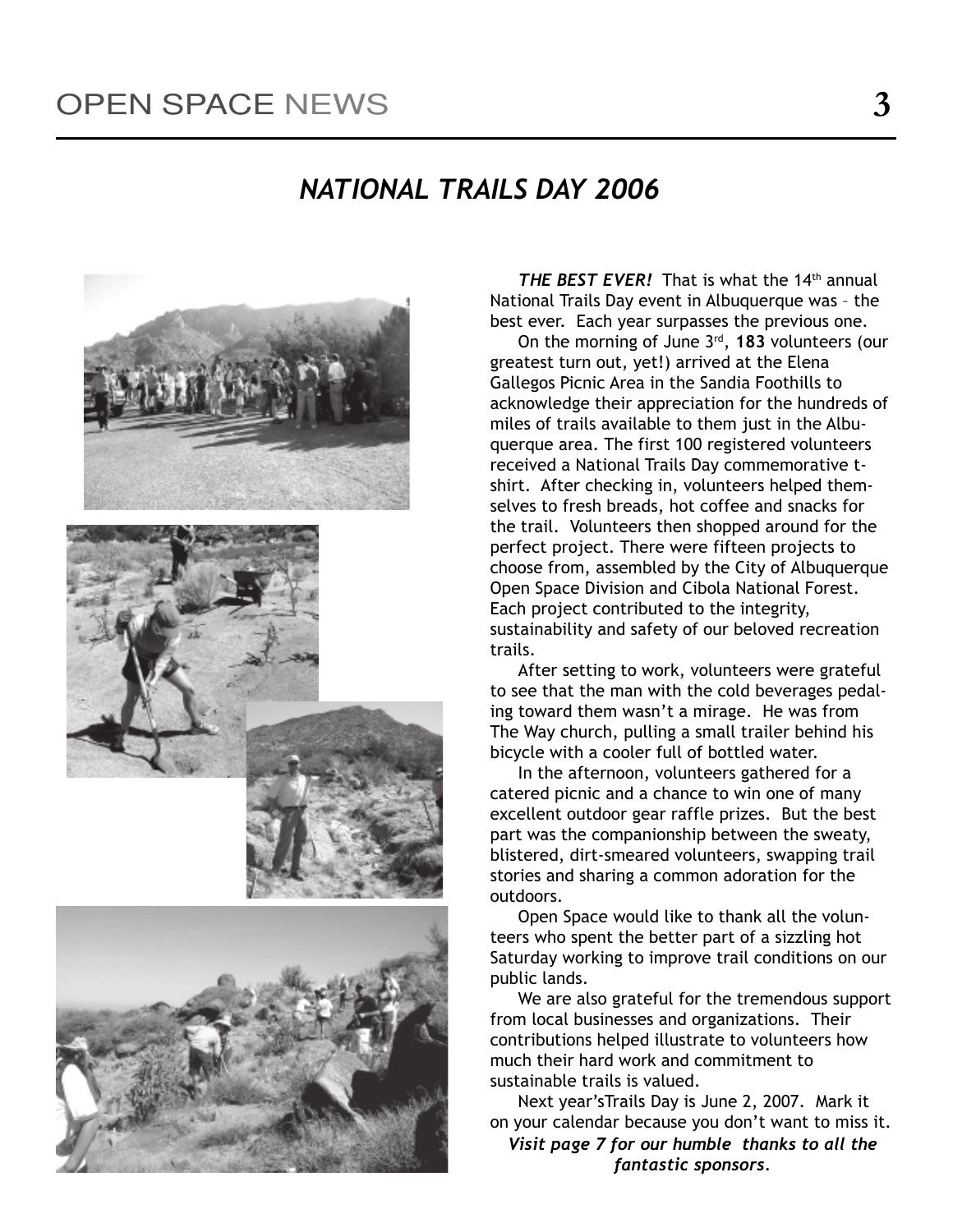# NATIONAL TRAILS DAY 2006

***THE BEST EVER!*** That is what the 14th annual National Trails Day event in Albuquerque was – the best ever. Each year surpasses the previous one.

On the morning of June 3rd, **183** volunteers (our greatest turn out, yet!) arrived at the Elena Gallegos Picnic Area in the Sandia Foothills to acknowledge their appreciation for the hundreds of miles of trails available to them just in the Albuquerque area. The first 100 registered volunteers received a National Trails Day commemorative t-shirt. After checking in, volunteers helped themselves to fresh breads, hot coffee and snacks for the trail. Volunteers then shopped around for the perfect project. There were fifteen projects to choose from, assembled by the City of Albuquerque Open Space Division and Cibola National Forest. Each project contributed to the integrity, sustainability and safety of our beloved recreation trails.

After setting to work, volunteers were grateful to see that the man with the cold beverages pedaling toward them wasn't a mirage. He was from The Way church, pulling a small trailer behind his bicycle with a cooler full of bottled water.

In the afternoon, volunteers gathered for a catered picnic and a chance to win one of many excellent outdoor gear raffle prizes. But the best part was the companionship between the sweaty, blistered, dirt-smeared volunteers, swapping trail stories and sharing a common adoration for the outdoors.

Open Space would like to thank all the volunteers who spent the better part of a sizzling hot Saturday working to improve trail conditions on our public lands.

We are also grateful for the tremendous support from local businesses and organizations. Their contributions helped illustrate to volunteers how much their hard work and commitment to sustainable trails is valued.

Next year'sTrails Day is June 2, 2007. Mark it on your calendar because you don't want to miss it.

***Visit page 7 for our humble thanks to all the fantastic sponsors.***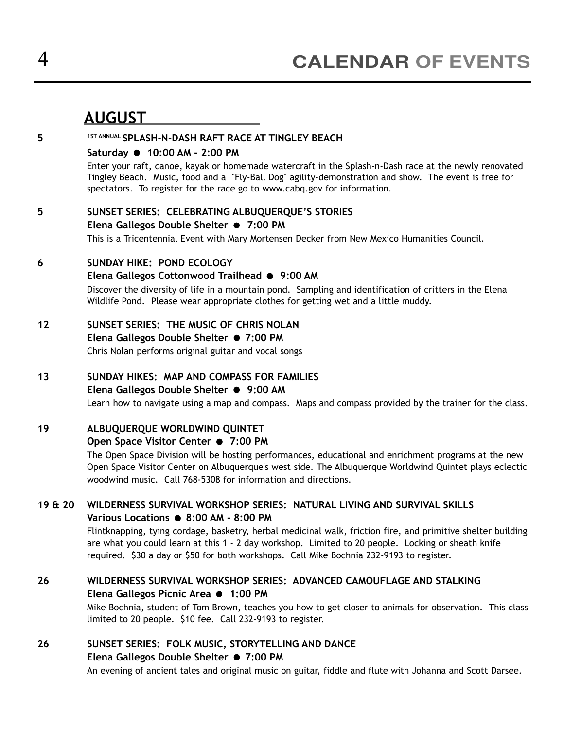# CALENDAR OF EVENTS

## AUGUST

**5** **1ST ANNUAL SPLASH-N-DASH RAFT RACE AT TINGLEY BEACH**

**Saturday ● 10:00 AM - 2:00 PM**

Enter your raft, canoe, kayak or homemade watercraft in the Splash-n-Dash race at the newly renovated Tingley Beach. Music, food and a "Fly-Ball Dog" agility-demonstration and show. The event is free for spectators. To register for the race go to www.cabq.gov for information.

**5** **SUNSET SERIES: CELEBRATING ALBUQUERQUE'S STORIES**

**Elena Gallegos Double Shelter ● 7:00 PM**

This is a Tricentennial Event with Mary Mortensen Decker from New Mexico Humanities Council.

**6** **SUNDAY HIKE: POND ECOLOGY**

**Elena Gallegos Cottonwood Trailhead ● 9:00 AM**

Discover the diversity of life in a mountain pond. Sampling and identification of critters in the Elena Wildlife Pond. Please wear appropriate clothes for getting wet and a little muddy.

**12** **SUNSET SERIES: THE MUSIC OF CHRIS NOLAN**

**Elena Gallegos Double Shelter ● 7:00 PM**

Chris Nolan performs original guitar and vocal songs

**13** **SUNDAY HIKES: MAP AND COMPASS FOR FAMILIES**

**Elena Gallegos Double Shelter ● 9:00 AM**

Learn how to navigate using a map and compass. Maps and compass provided by the trainer for the class.

**19** **ALBUQUERQUE WORLDWIND QUINTET**

**Open Space Visitor Center ● 7:00 PM**

The Open Space Division will be hosting performances, educational and enrichment programs at the new Open Space Visitor Center on Albuquerque's west side. The Albuquerque Worldwind Quintet plays eclectic woodwind music. Call 768-5308 for information and directions.

**19 & 20** **WILDERNESS SURVIVAL WORKSHOP SERIES: NATURAL LIVING AND SURVIVAL SKILLS**

**Various Locations ● 8:00 AM - 8:00 PM**

Flintknapping, tying cordage, basketry, herbal medicinal walk, friction fire, and primitive shelter building are what you could learn at this 1 - 2 day workshop. Limited to 20 people. Locking or sheath knife required. $30 a day or $50 for both workshops. Call Mike Bochnia 232-9193 to register.

**26** **WILDERNESS SURVIVAL WORKSHOP SERIES: ADVANCED CAMOUFLAGE AND STALKING**

**Elena Gallegos Picnic Area ● 1:00 PM**

Mike Bochnia, student of Tom Brown, teaches you how to get closer to animals for observation. This class limited to 20 people. $10 fee. Call 232-9193 to register.

**26** **SUNSET SERIES: FOLK MUSIC, STORYTELLING AND DANCE**

**Elena Gallegos Double Shelter ● 7:00 PM**

An evening of ancient tales and original music on guitar, fiddle and flute with Johanna and Scott Darsee.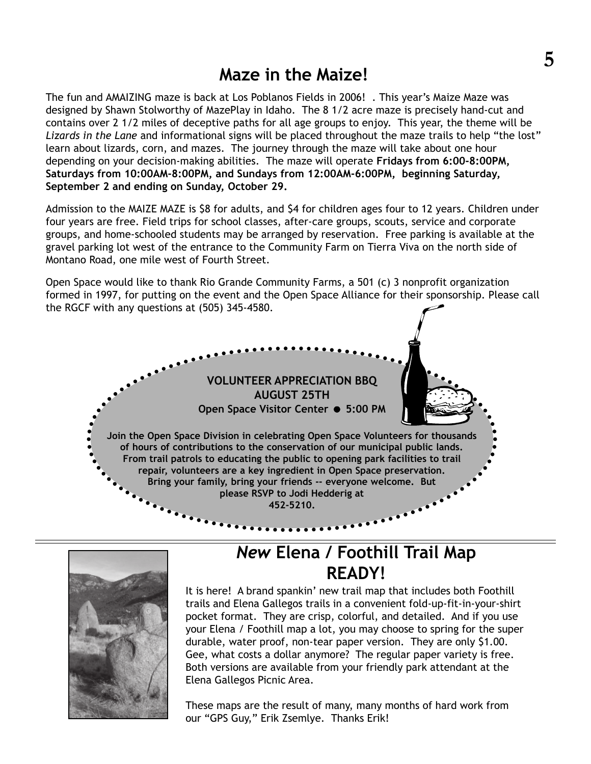# Maze in the Maize!

The fun and AMAIZING maze is back at Los Poblanos Fields in 2006! . This year's Maize Maze was designed by Shawn Stolworthy of MazePlay in Idaho. The 8 1/2 acre maze is precisely hand-cut and contains over 2 1/2 miles of deceptive paths for all age groups to enjoy. This year, the theme will be *Lizards in the Lane* and informational signs will be placed throughout the maze trails to help "the lost" learn about lizards, corn, and mazes. The journey through the maze will take about one hour depending on your decision-making abilities. The maze will operate **Fridays from 6:00-8:00PM, Saturdays from 10:00AM-8:00PM, and Sundays from 12:00AM-6:00PM, beginning Saturday, September 2 and ending on Sunday, October 29.**

Admission to the MAIZE MAZE is $8 for adults, and $4 for children ages four to 12 years. Children under four years are free. Field trips for school classes, after-care groups, scouts, service and corporate groups, and home-schooled students may be arranged by reservation. Free parking is available at the gravel parking lot west of the entrance to the Community Farm on Tierra Viva on the north side of Montano Road, one mile west of Fourth Street.

Open Space would like to thank Rio Grande Community Farms, a 501 (c) 3 nonprofit organization formed in 1997, for putting on the event and the Open Space Alliance for their sponsorship. Please call the RGCF with any questions at (505) 345-4580.

**VOLUNTEER APPRECIATION BBQ**
**AUGUST 25TH**
**Open Space Visitor Center ● 5:00 PM**

**Join the Open Space Division in celebrating Open Space Volunteers for thousands of hours of contributions to the conservation of our municipal public lands. From trail patrols to educating the public to opening park facilities to trail repair, volunteers are a key ingredient in Open Space preservation. Bring your family, bring your friends -- everyone welcome. But please RSVP to Jodi Hedderig at 452-5210.**

# *New* Elena / Foothill Trail Map READY!

It is here! A brand spankin' new trail map that includes both Foothill trails and Elena Gallegos trails in a convenient fold-up-fit-in-your-shirt pocket format. They are crisp, colorful, and detailed. And if you use your Elena / Foothill map a lot, you may choose to spring for the super durable, water proof, non-tear paper version. They are only $1.00. Gee, what costs a dollar anymore? The regular paper variety is free. Both versions are available from your friendly park attendant at the Elena Gallegos Picnic Area.

These maps are the result of many, many months of hard work from our "GPS Guy," Erik Zsemlye. Thanks Erik!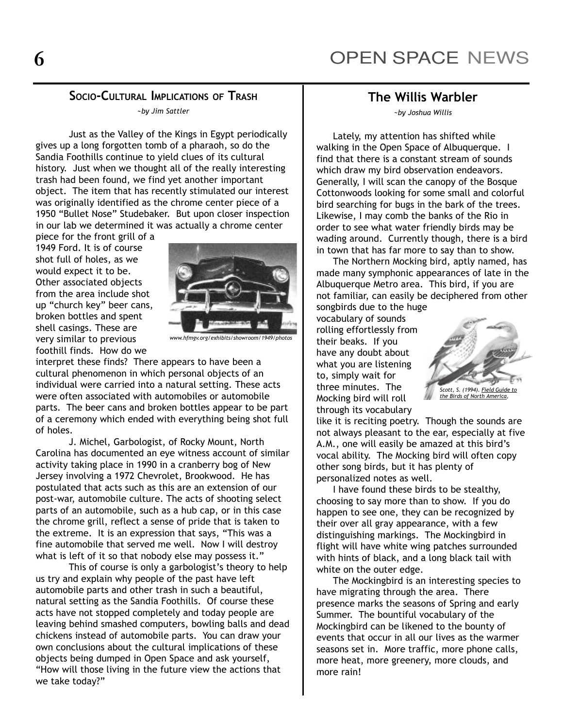## Socio-Cultural Implications of Trash

*~by Jim Sattler*

Just as the Valley of the Kings in Egypt periodically gives up a long forgotten tomb of a pharaoh, so do the Sandia Foothills continue to yield clues of its cultural history. Just when we thought all of the really interesting trash had been found, we find yet another important object. The item that has recently stimulated our interest was originally identified as the chrome center piece of a 1950 "Bullet Nose" Studebaker. But upon closer inspection in our lab we determined it was actually a chrome center piece for the front grill of a 1949 Ford. It is of course shot full of holes, as we would expect it to be. Other associated objects from the area include shot up "church key" beer cans, broken bottles and spent shell casings. These are very similar to previous foothill finds. How do we interpret these finds? There appears to have been a cultural phenomenon in which personal objects of an individual were carried into a natural setting. These acts were often associated with automobiles or automobile parts. The beer cans and broken bottles appear to be part of a ceremony which ended with everything being shot full of holes.

*www.hfmgv.org/exhibits/showroom/1949/photos*

J. Michel, Garbologist, of Rocky Mount, North Carolina has documented an eye witness account of similar activity taking place in 1990 in a cranberry bog of New Jersey involving a 1972 Chevrolet, Brookwood. He has postulated that acts such as this are an extension of our post-war, automobile culture. The acts of shooting select parts of an automobile, such as a hub cap, or in this case the chrome grill, reflect a sense of pride that is taken to the extreme. It is an expression that says, "This was a fine automobile that served me well. Now I will destroy what is left of it so that nobody else may possess it."

This of course is only a garbologist's theory to help us try and explain why people of the past have left automobile parts and other trash in such a beautiful, natural setting as the Sandia Foothills. Of course these acts have not stopped completely and today people are leaving behind smashed computers, bowling balls and dead chickens instead of automobile parts. You can draw your own conclusions about the cultural implications of these objects being dumped in Open Space and ask yourself, "How will those living in the future view the actions that we take today?"

## The Willis Warbler

*~by Joshua Willis*

Lately, my attention has shifted while walking in the Open Space of Albuquerque. I find that there is a constant stream of sounds which draw my bird observation endeavors. Generally, I will scan the canopy of the Bosque Cottonwoods looking for some small and colorful bird searching for bugs in the bark of the trees. Likewise, I may comb the banks of the Rio in order to see what water friendly birds may be wading around. Currently though, there is a bird in town that has far more to say than to show.

The Northern Mocking bird, aptly named, has made many symphonic appearances of late in the Albuquerque Metro area. This bird, if you are not familiar, can easily be deciphered from other songbirds due to the huge vocabulary of sounds rolling effortlessly from their beaks. If you have any doubt about what you are listening to, simply wait for three minutes. The Mocking bird will roll through its vocabulary like it is reciting poetry. Though the sounds are not always pleasant to the ear, especially at five A.M., one will easily be amazed at this bird's vocal ability. The Mocking bird will often copy other song birds, but it has plenty of personalized notes as well.

*Scott, S. (1994). Field Guide to the Birds of North America,*

I have found these birds to be stealthy, choosing to say more than to show. If you do happen to see one, they can be recognized by their over all gray appearance, with a few distinguishing markings. The Mockingbird in flight will have white wing patches surrounded with hints of black, and a long black tail with white on the outer edge.

The Mockingbird is an interesting species to have migrating through the area. There presence marks the seasons of Spring and early Summer. The bountiful vocabulary of the Mockingbird can be likened to the bounty of events that occur in all our lives as the warmer seasons set in. More traffic, more phone calls, more heat, more greenery, more clouds, and more rain!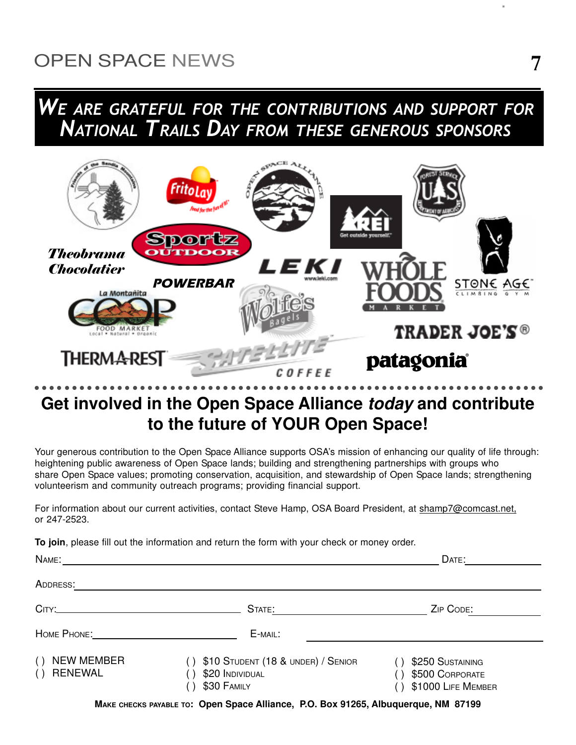## We are grateful for the contributions and support for National Trails Day from these generous sponsors

Theobrama Chocolatier

POWERBAR

LEKI

TRADER JOE'S®

THERM-A-REST

patagonia

## Get involved in the Open Space Alliance *today* and contribute to the future of YOUR Open Space!

Your generous contribution to the Open Space Alliance supports OSA's mission of enhancing our quality of life through: heightening public awareness of Open Space lands; building and strengthening partnerships with groups who share Open Space values; promoting conservation, acquisition, and stewardship of Open Space lands; strengthening volunteerism and community outreach programs; providing financial support.

For information about our current activities, contact Steve Hamp, OSA Board President, at shamp7@comcast.net, or 247-2523.

**To join**, please fill out the information and return the form with your check or money order.

NAME: ______________________ DATE: __________

ADDRESS: ______________________

CITY: __________ STATE: __________ ZIP CODE: __________

HOME PHONE: __________ E-MAIL: __________

( ) NEW MEMBER
( ) RENEWAL

( ) $10 STUDENT (18 & UNDER) / SENIOR
( ) $20 INDIVIDUAL
( ) $30 FAMILY

( ) $250 SUSTAINING
( ) $500 CORPORATE
( ) $1000 LIFE MEMBER

MAKE CHECKS PAYABLE TO: **Open Space Alliance, P.O. Box 91265, Albuquerque, NM 87199**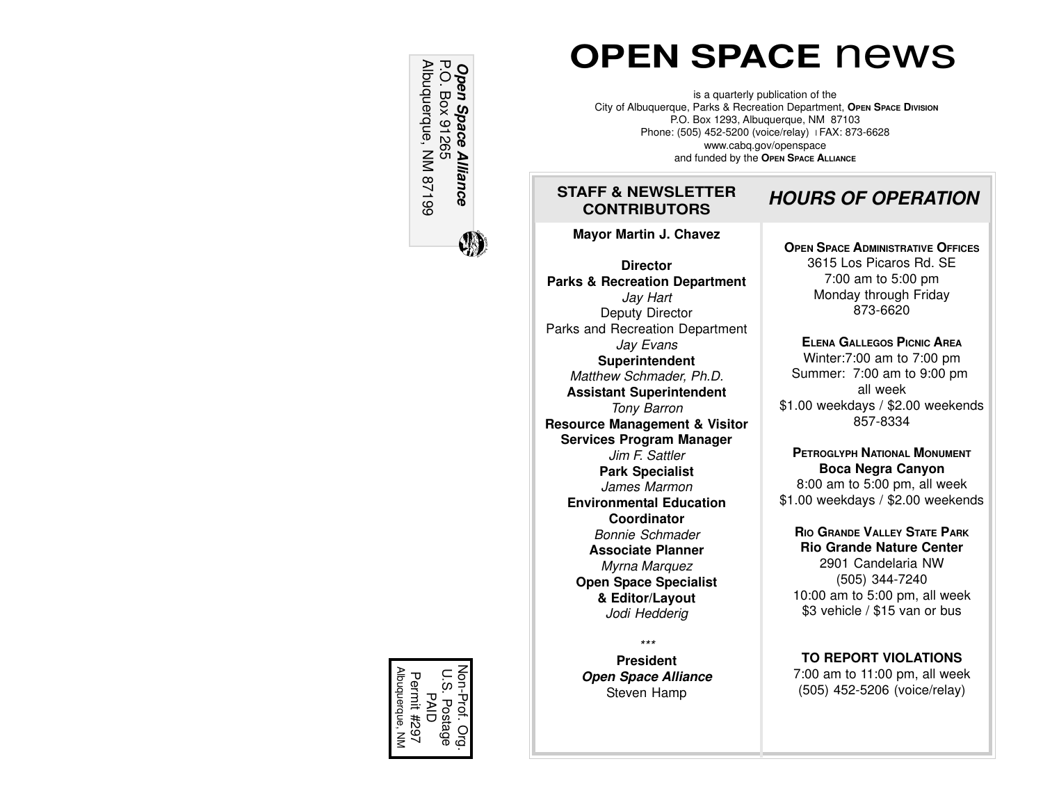*Open Space Alliance*
P.O. Box 91265
Albuquerque, NM 87199

Non-Prof. Org.
U.S. Postage
PAID
Permit #297
Albuquerque, NM

# OPEN SPACE news

is a quarterly publication of the
City of Albuquerque, Parks & Recreation Department, **Open Space Division**
P.O. Box 1293, Albuquerque, NM 87103
Phone: (505) 452-5200 (voice/relay) | FAX: 873-6628
www.cabq.gov/openspace
and funded by the **Open Space Alliance**

## STAFF & NEWSLETTER CONTRIBUTORS

**Mayor Martin J. Chavez**

**Director**
**Parks & Recreation Department**
*Jay Hart*
Deputy Director
Parks and Recreation Department
*Jay Evans*
**Superintendent**
*Matthew Schmader, Ph.D.*
**Assistant Superintendent**
*Tony Barron*
**Resource Management & Visitor Services Program Manager**
*Jim F. Sattler*
**Park Specialist**
*James Marmon*
**Environmental Education Coordinator**
*Bonnie Schmader*
**Associate Planner**
*Myrna Marquez*
**Open Space Specialist & Editor/Layout**
*Jodi Hedderig*

***

**President**
***Open Space Alliance***
Steven Hamp

## HOURS OF OPERATION

**Open Space Administrative Offices**
3615 Los Picaros Rd. SE
7:00 am to 5:00 pm
Monday through Friday
873-6620

**Elena Gallegos Picnic Area**
Winter:7:00 am to 7:00 pm
Summer: 7:00 am to 9:00 pm
all week
$1.00 weekdays / $2.00 weekends
857-8334

**Petroglyph National Monument**
**Boca Negra Canyon**
8:00 am to 5:00 pm, all week
$1.00 weekdays / $2.00 weekends

**Rio Grande Valley State Park**
**Rio Grande Nature Center**
2901 Candelaria NW
(505) 344-7240
10:00 am to 5:00 pm, all week
$3 vehicle / $15 van or bus

**TO REPORT VIOLATIONS**
7:00 am to 11:00 pm, all week
(505) 452-5206 (voice/relay)